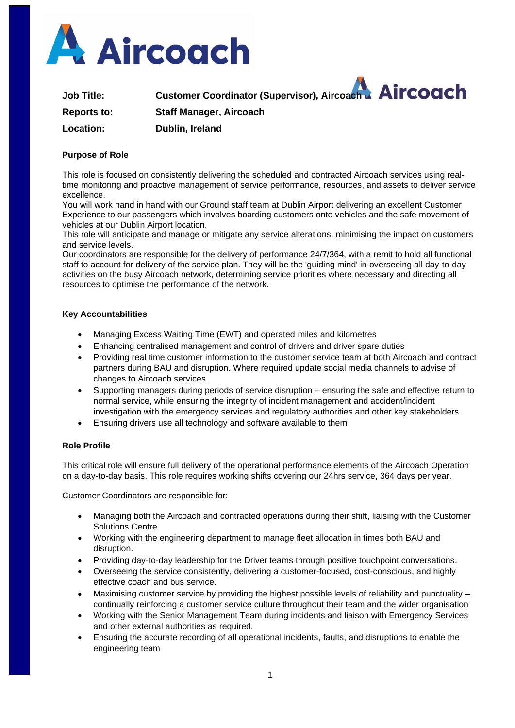**Job Title:** Customer Coordinator (Supervisor), Aircoach

**Reports to:** Staff Manager, Aircoach

**Location:** Dublin, Ireland

**Purpose of Role**

This role is focused on consistently delivering the scheduled and contracted Aircoach services using real-time monitoring and proactive management of service performance, resources, and assets to deliver service excellence.
You will work hand in hand with our Ground staff team at Dublin Airport delivering an excellent Customer Experience to our passengers which involves boarding customers onto vehicles and the safe movement of vehicles at our Dublin Airport location.
This role will anticipate and manage or mitigate any service alterations, minimising the impact on customers and service levels.
Our coordinators are responsible for the delivery of performance 24/7/364, with a remit to hold all functional staff to account for delivery of the service plan. They will be the 'guiding mind' in overseeing all day-to-day activities on the busy Aircoach network, determining service priorities where necessary and directing all resources to optimise the performance of the network.

**Key Accountabilities**

- Managing Excess Waiting Time (EWT) and operated miles and kilometres
- Enhancing centralised management and control of drivers and driver spare duties
- Providing real time customer information to the customer service team at both Aircoach and contract partners during BAU and disruption. Where required update social media channels to advise of changes to Aircoach services.
- Supporting managers during periods of service disruption – ensuring the safe and effective return to normal service, while ensuring the integrity of incident management and accident/incident investigation with the emergency services and regulatory authorities and other key stakeholders.
- Ensuring drivers use all technology and software available to them

**Role Profile**

This critical role will ensure full delivery of the operational performance elements of the Aircoach Operation on a day-to-day basis. This role requires working shifts covering our 24hrs service, 364 days per year.

Customer Coordinators are responsible for:

- Managing both the Aircoach and contracted operations during their shift, liaising with the Customer Solutions Centre.
- Working with the engineering department to manage fleet allocation in times both BAU and disruption.
- Providing day-to-day leadership for the Driver teams through positive touchpoint conversations.
- Overseeing the service consistently, delivering a customer-focused, cost-conscious, and highly effective coach and bus service.
- Maximising customer service by providing the highest possible levels of reliability and punctuality – continually reinforcing a customer service culture throughout their team and the wider organisation
- Working with the Senior Management Team during incidents and liaison with Emergency Services and other external authorities as required.
- Ensuring the accurate recording of all operational incidents, faults, and disruptions to enable the engineering team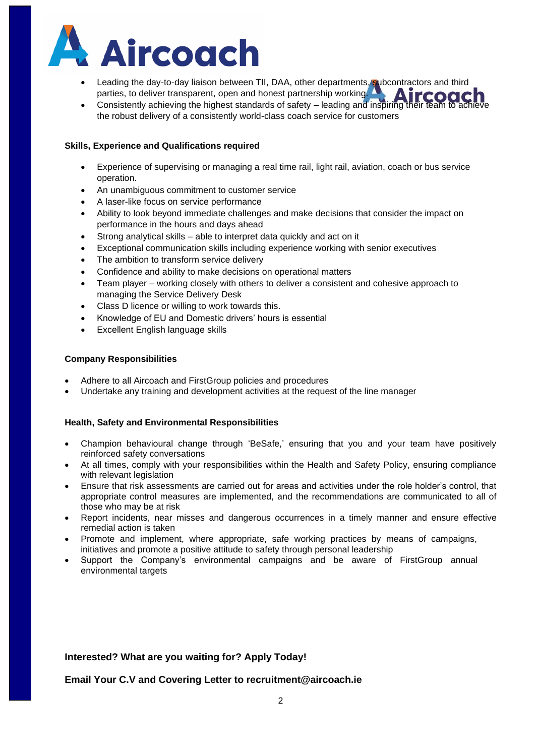- Leading the day-to-day liaison between TII, DAA, other departments, subcontractors and third parties, to deliver transparent, open and honest partnership working.
- Consistently achieving the highest standards of safety – leading and inspiring their team to achieve the robust delivery of a consistently world-class coach service for customers

**Skills, Experience and Qualifications required**

- Experience of supervising or managing a real time rail, light rail, aviation, coach or bus service operation.
- An unambiguous commitment to customer service
- A laser-like focus on service performance
- Ability to look beyond immediate challenges and make decisions that consider the impact on performance in the hours and days ahead
- Strong analytical skills – able to interpret data quickly and act on it
- Exceptional communication skills including experience working with senior executives
- The ambition to transform service delivery
- Confidence and ability to make decisions on operational matters
- Team player – working closely with others to deliver a consistent and cohesive approach to managing the Service Delivery Desk
- Class D licence or willing to work towards this.
- Knowledge of EU and Domestic drivers' hours is essential
- Excellent English language skills

**Company Responsibilities**

- Adhere to all Aircoach and FirstGroup policies and procedures
- Undertake any training and development activities at the request of the line manager

**Health, Safety and Environmental Responsibilities**

- Champion behavioural change through 'BeSafe,' ensuring that you and your team have positively reinforced safety conversations
- At all times, comply with your responsibilities within the Health and Safety Policy, ensuring compliance with relevant legislation
- Ensure that risk assessments are carried out for areas and activities under the role holder's control, that appropriate control measures are implemented, and the recommendations are communicated to all of those who may be at risk
- Report incidents, near misses and dangerous occurrences in a timely manner and ensure effective remedial action is taken
- Promote and implement, where appropriate, safe working practices by means of campaigns, initiatives and promote a positive attitude to safety through personal leadership
- Support the Company's environmental campaigns and be aware of FirstGroup annual environmental targets

**Interested? What are you waiting for? Apply Today!**

**Email Your C.V and Covering Letter to recruitment@aircoach.ie**